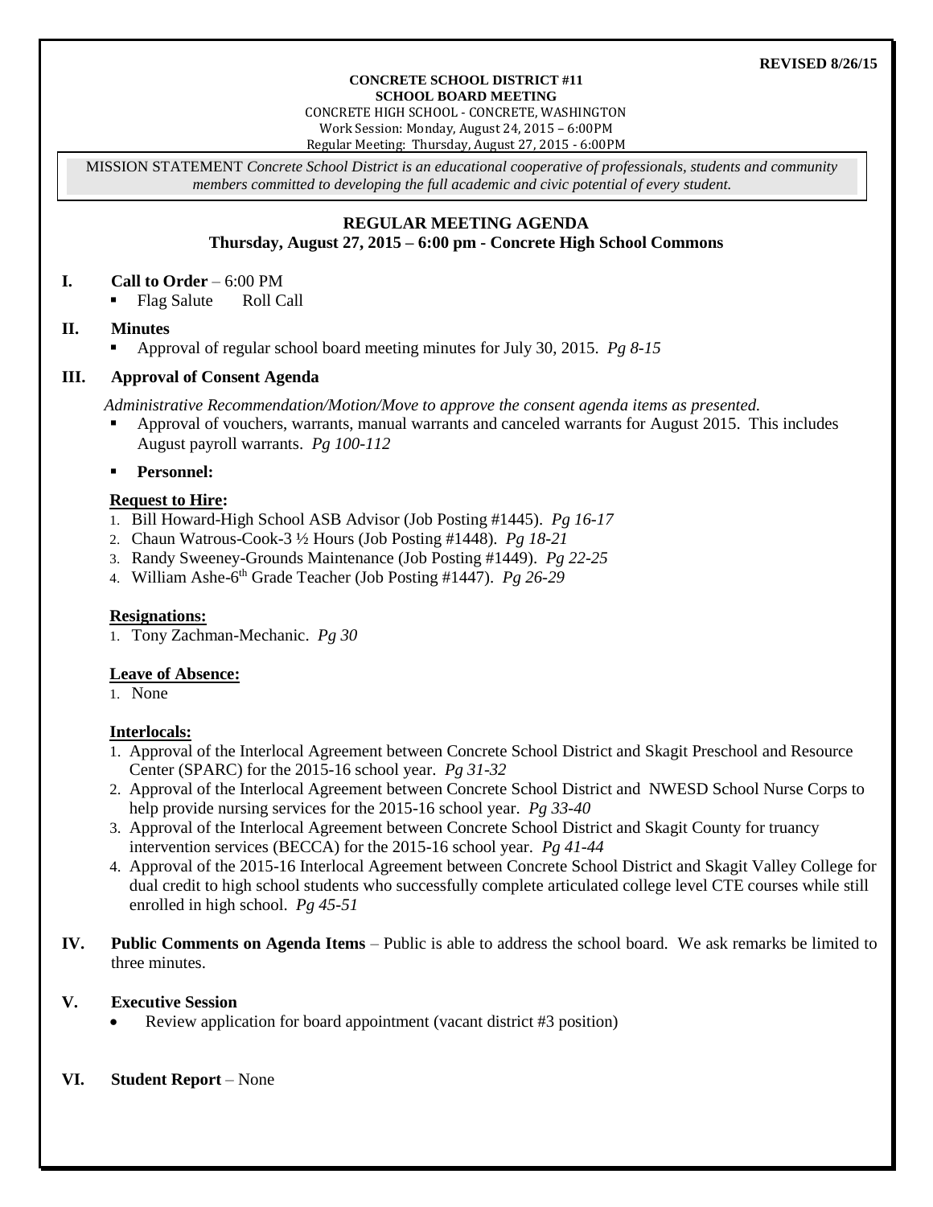**REVISED 8/26/15**

**CONCRETE SCHOOL DISTRICT #11**
**SCHOOL BOARD MEETING**
CONCRETE HIGH SCHOOL - CONCRETE, WASHINGTON
Work Session: Monday, August 24, 2015 – 6:00PM
Regular Meeting: Thursday, August 27, 2015 - 6:00PM

MISSION STATEMENT *Concrete School District is an educational cooperative of professionals, students and community members committed to developing the full academic and civic potential of every student.*

## REGULAR MEETING AGENDA
**Thursday, August 27, 2015 – 6:00 pm - Concrete High School Commons**

**I. Call to Order** – 6:00 PM
- Flag Salute Roll Call

**II. Minutes**
- Approval of regular school board meeting minutes for July 30, 2015. *Pg 8-15*

**III. Approval of Consent Agenda**

*Administrative Recommendation/Motion/Move to approve the consent agenda items as presented.*
- Approval of vouchers, warrants, manual warrants and canceled warrants for August 2015. This includes August payroll warrants. *Pg 100-112*
- **Personnel:**

**Request to Hire:**
1. Bill Howard-High School ASB Advisor (Job Posting #1445). *Pg 16-17*
2. Chaun Watrous-Cook-3 ½ Hours (Job Posting #1448). *Pg 18-21*
3. Randy Sweeney-Grounds Maintenance (Job Posting #1449). *Pg 22-25*
4. William Ashe-6th Grade Teacher (Job Posting #1447). *Pg 26-29*

**Resignations:**
1. Tony Zachman-Mechanic. *Pg 30*

**Leave of Absence:**
1. None

**Interlocals:**
1. Approval of the Interlocal Agreement between Concrete School District and Skagit Preschool and Resource Center (SPARC) for the 2015-16 school year. *Pg 31-32*
2. Approval of the Interlocal Agreement between Concrete School District and NWESD School Nurse Corps to help provide nursing services for the 2015-16 school year. *Pg 33-40*
3. Approval of the Interlocal Agreement between Concrete School District and Skagit County for truancy intervention services (BECCA) for the 2015-16 school year. *Pg 41-44*
4. Approval of the 2015-16 Interlocal Agreement between Concrete School District and Skagit Valley College for dual credit to high school students who successfully complete articulated college level CTE courses while still enrolled in high school. *Pg 45-51*

**IV. Public Comments on Agenda Items** – Public is able to address the school board. We ask remarks be limited to three minutes.

**V. Executive Session**
- Review application for board appointment (vacant district #3 position)

**VI. Student Report** – None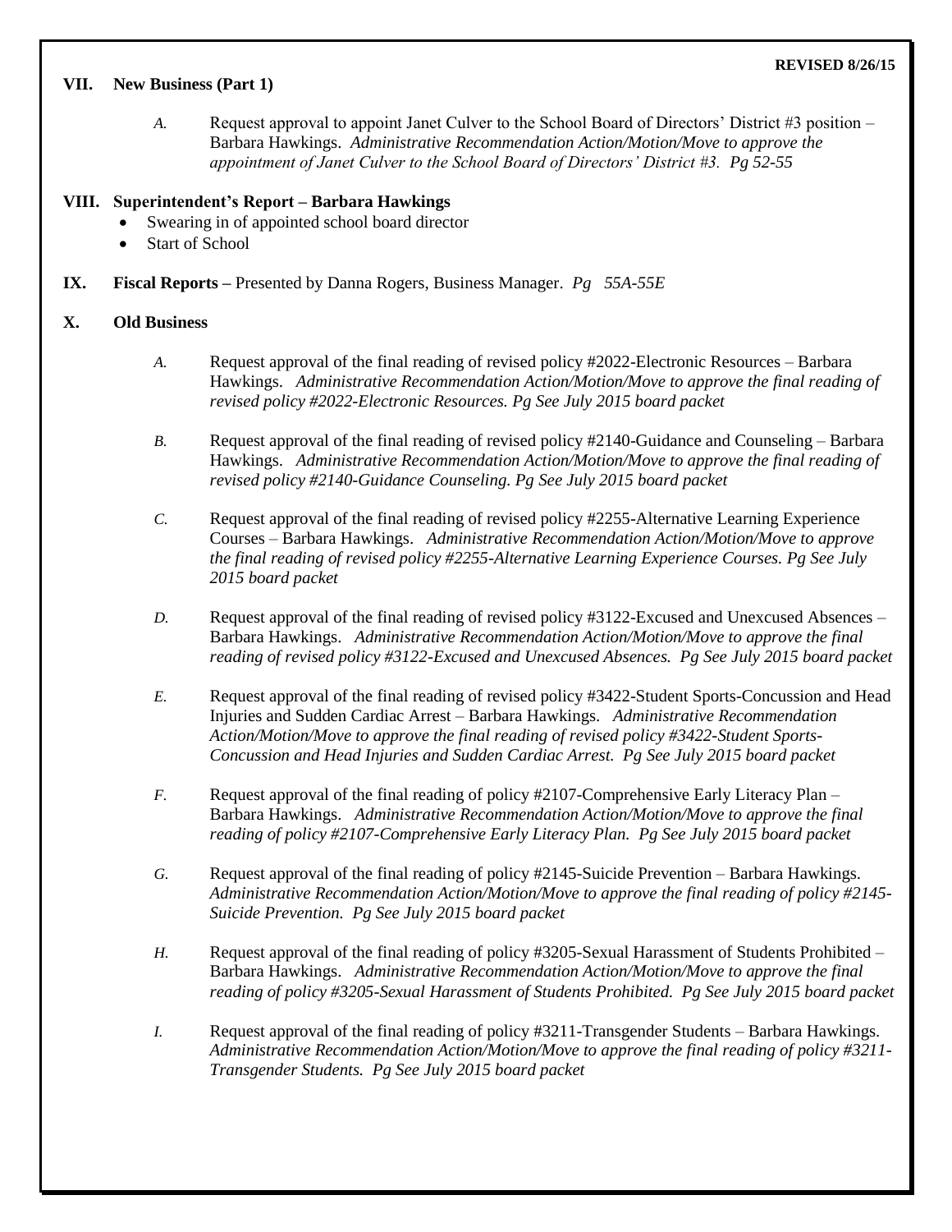**REVISED 8/26/15**

## VII. New Business (Part 1)

*A.* Request approval to appoint Janet Culver to the School Board of Directors' District #3 position – Barbara Hawkings. *Administrative Recommendation Action/Motion/Move to approve the appointment of Janet Culver to the School Board of Directors' District #3. Pg 52-55*

## VIII. Superintendent's Report – Barbara Hawkings

- Swearing in of appointed school board director
- Start of School

## IX. Fiscal Reports – Presented by Danna Rogers, Business Manager. *Pg 55A-55E*

## X. Old Business

*A.* Request approval of the final reading of revised policy #2022-Electronic Resources – Barbara Hawkings. *Administrative Recommendation Action/Motion/Move to approve the final reading of revised policy #2022-Electronic Resources. Pg See July 2015 board packet*

*B.* Request approval of the final reading of revised policy #2140-Guidance and Counseling – Barbara Hawkings. *Administrative Recommendation Action/Motion/Move to approve the final reading of revised policy #2140-Guidance Counseling. Pg See July 2015 board packet*

*C.* Request approval of the final reading of revised policy #2255-Alternative Learning Experience Courses – Barbara Hawkings. *Administrative Recommendation Action/Motion/Move to approve the final reading of revised policy #2255-Alternative Learning Experience Courses. Pg See July 2015 board packet*

*D.* Request approval of the final reading of revised policy #3122-Excused and Unexcused Absences – Barbara Hawkings. *Administrative Recommendation Action/Motion/Move to approve the final reading of revised policy #3122-Excused and Unexcused Absences. Pg See July 2015 board packet*

*E.* Request approval of the final reading of revised policy #3422-Student Sports-Concussion and Head Injuries and Sudden Cardiac Arrest – Barbara Hawkings. *Administrative Recommendation Action/Motion/Move to approve the final reading of revised policy #3422-Student Sports-Concussion and Head Injuries and Sudden Cardiac Arrest. Pg See July 2015 board packet*

*F.* Request approval of the final reading of policy #2107-Comprehensive Early Literacy Plan – Barbara Hawkings. *Administrative Recommendation Action/Motion/Move to approve the final reading of policy #2107-Comprehensive Early Literacy Plan. Pg See July 2015 board packet*

*G.* Request approval of the final reading of policy #2145-Suicide Prevention – Barbara Hawkings. *Administrative Recommendation Action/Motion/Move to approve the final reading of policy #2145-Suicide Prevention. Pg See July 2015 board packet*

*H.* Request approval of the final reading of policy #3205-Sexual Harassment of Students Prohibited – Barbara Hawkings. *Administrative Recommendation Action/Motion/Move to approve the final reading of policy #3205-Sexual Harassment of Students Prohibited. Pg See July 2015 board packet*

*I.* Request approval of the final reading of policy #3211-Transgender Students – Barbara Hawkings. *Administrative Recommendation Action/Motion/Move to approve the final reading of policy #3211-Transgender Students. Pg See July 2015 board packet*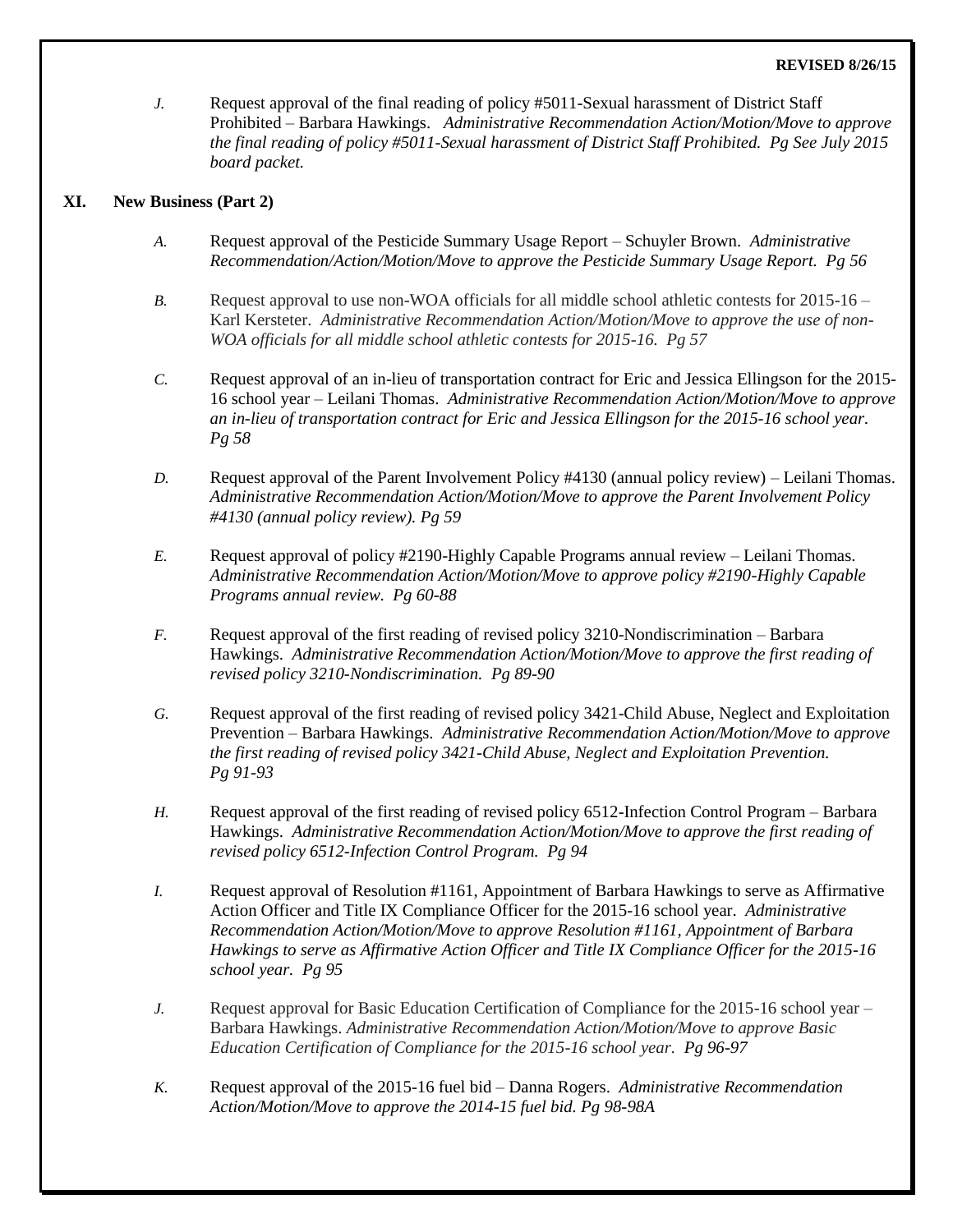**REVISED 8/26/15**

*J.* Request approval of the final reading of policy #5011-Sexual harassment of District Staff Prohibited – Barbara Hawkings. *Administrative Recommendation Action/Motion/Move to approve the final reading of policy #5011-Sexual harassment of District Staff Prohibited. Pg See July 2015 board packet.*

## XI. New Business (Part 2)

*A.* Request approval of the Pesticide Summary Usage Report – Schuyler Brown. *Administrative Recommendation/Action/Motion/Move to approve the Pesticide Summary Usage Report. Pg 56*

*B.* Request approval to use non-WOA officials for all middle school athletic contests for 2015-16 – Karl Kersteter. *Administrative Recommendation Action/Motion/Move to approve the use of non-WOA officials for all middle school athletic contests for 2015-16. Pg 57*

*C.* Request approval of an in-lieu of transportation contract for Eric and Jessica Ellingson for the 2015-16 school year – Leilani Thomas. *Administrative Recommendation Action/Motion/Move to approve an in-lieu of transportation contract for Eric and Jessica Ellingson for the 2015-16 school year. Pg 58*

*D.* Request approval of the Parent Involvement Policy #4130 (annual policy review) – Leilani Thomas. *Administrative Recommendation Action/Motion/Move to approve the Parent Involvement Policy #4130 (annual policy review). Pg 59*

*E.* Request approval of policy #2190-Highly Capable Programs annual review – Leilani Thomas. *Administrative Recommendation Action/Motion/Move to approve policy #2190-Highly Capable Programs annual review. Pg 60-88*

*F.* Request approval of the first reading of revised policy 3210-Nondiscrimination – Barbara Hawkings. *Administrative Recommendation Action/Motion/Move to approve the first reading of revised policy 3210-Nondiscrimination. Pg 89-90*

*G.* Request approval of the first reading of revised policy 3421-Child Abuse, Neglect and Exploitation Prevention – Barbara Hawkings. *Administrative Recommendation Action/Motion/Move to approve the first reading of revised policy 3421-Child Abuse, Neglect and Exploitation Prevention. Pg 91-93*

*H.* Request approval of the first reading of revised policy 6512-Infection Control Program – Barbara Hawkings. *Administrative Recommendation Action/Motion/Move to approve the first reading of revised policy 6512-Infection Control Program. Pg 94*

*I.* Request approval of Resolution #1161, Appointment of Barbara Hawkings to serve as Affirmative Action Officer and Title IX Compliance Officer for the 2015-16 school year. *Administrative Recommendation Action/Motion/Move to approve Resolution #1161, Appointment of Barbara Hawkings to serve as Affirmative Action Officer and Title IX Compliance Officer for the 2015-16 school year. Pg 95*

*J.* Request approval for Basic Education Certification of Compliance for the 2015-16 school year – Barbara Hawkings. *Administrative Recommendation Action/Motion/Move to approve Basic Education Certification of Compliance for the 2015-16 school year. Pg 96-97*

*K.* Request approval of the 2015-16 fuel bid – Danna Rogers. *Administrative Recommendation Action/Motion/Move to approve the 2014-15 fuel bid. Pg 98-98A*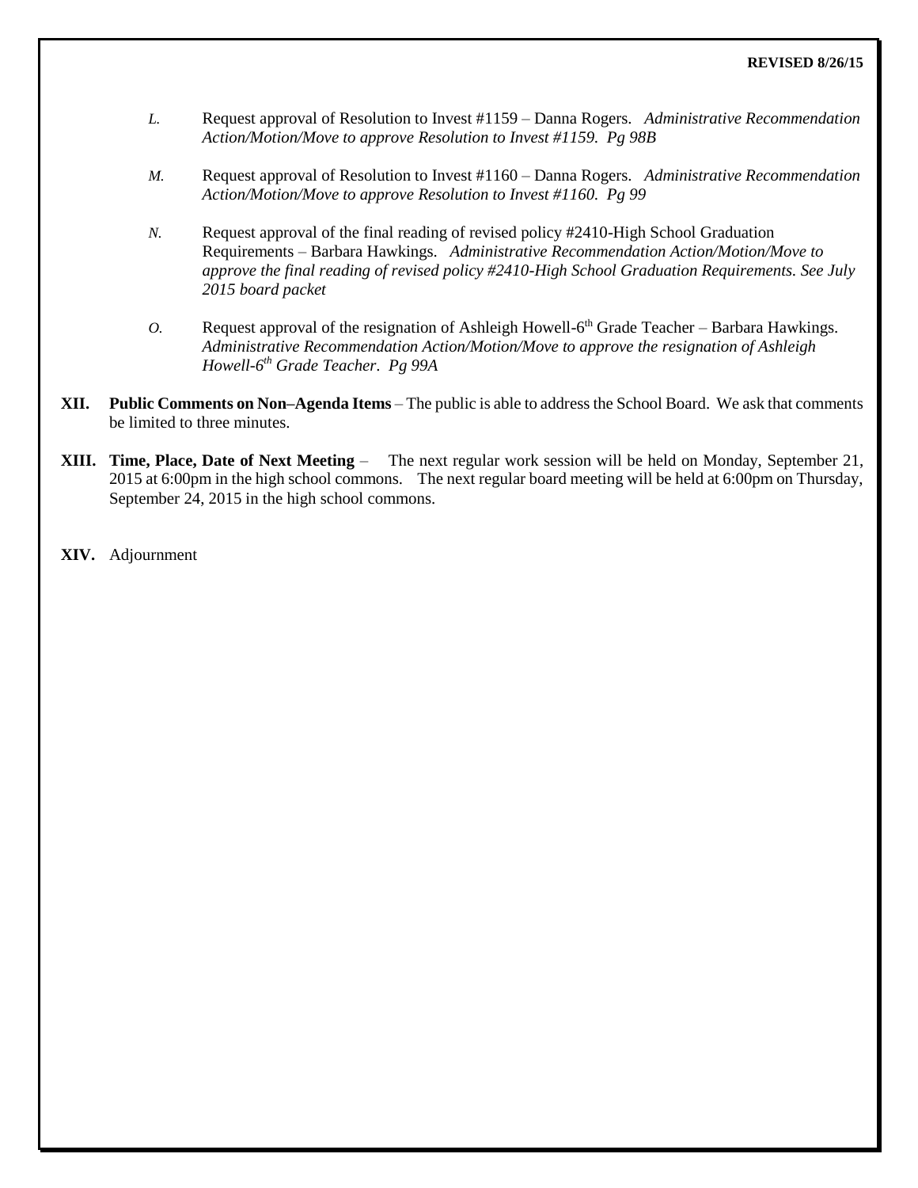**REVISED 8/26/15**

*L.* Request approval of Resolution to Invest #1159 – Danna Rogers. *Administrative Recommendation Action/Motion/Move to approve Resolution to Invest #1159. Pg 98B*

*M.* Request approval of Resolution to Invest #1160 – Danna Rogers. *Administrative Recommendation Action/Motion/Move to approve Resolution to Invest #1160. Pg 99*

*N.* Request approval of the final reading of revised policy #2410-High School Graduation Requirements – Barbara Hawkings. *Administrative Recommendation Action/Motion/Move to approve the final reading of revised policy #2410-High School Graduation Requirements. See July 2015 board packet*

*O.* Request approval of the resignation of Ashleigh Howell-6th Grade Teacher – Barbara Hawkings. *Administrative Recommendation Action/Motion/Move to approve the resignation of Ashleigh Howell-6th Grade Teacher. Pg 99A*

**XII. Public Comments on Non–Agenda Items** – The public is able to address the School Board. We ask that comments be limited to three minutes.

**XIII. Time, Place, Date of Next Meeting** – The next regular work session will be held on Monday, September 21, 2015 at 6:00pm in the high school commons. The next regular board meeting will be held at 6:00pm on Thursday, September 24, 2015 in the high school commons.

**XIV.** Adjournment